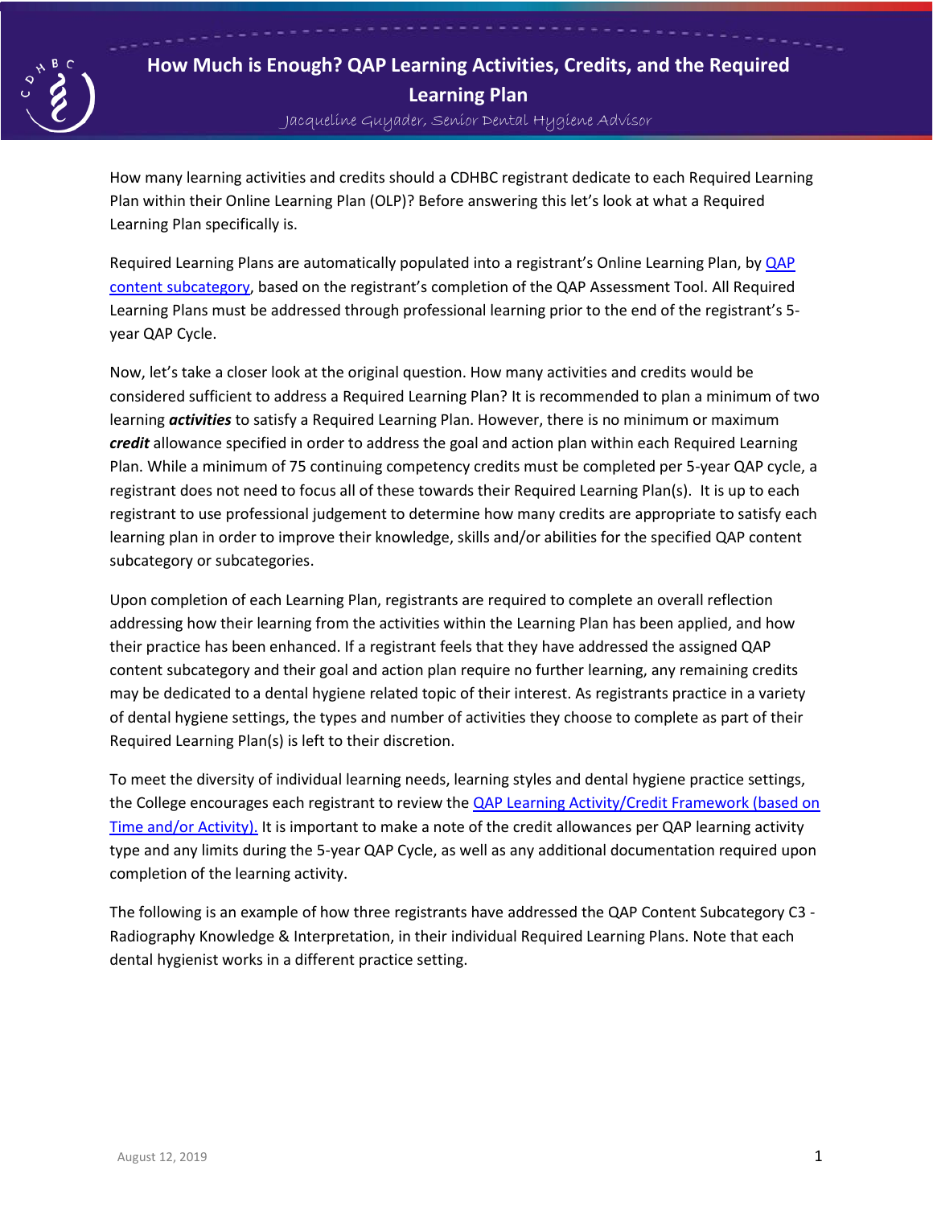# How Much is Enough? QAP Learning Activities, Credits, and the Required Learning Plan

*Jacqueline Guyader, Senior Dental Hygiene Advisor*

How many learning activities and credits should a CDHBC registrant dedicate to each Required Learning Plan within their Online Learning Plan (OLP)? Before answering this let's look at what a Required Learning Plan specifically is.

Required Learning Plans are automatically populated into a registrant's Online Learning Plan, by QAP content subcategory, based on the registrant's completion of the QAP Assessment Tool. All Required Learning Plans must be addressed through professional learning prior to the end of the registrant's 5-year QAP Cycle.

Now, let's take a closer look at the original question. How many activities and credits would be considered sufficient to address a Required Learning Plan? It is recommended to plan a minimum of two learning ***activities*** to satisfy a Required Learning Plan. However, there is no minimum or maximum ***credit*** allowance specified in order to address the goal and action plan within each Required Learning Plan. While a minimum of 75 continuing competency credits must be completed per 5-year QAP cycle, a registrant does not need to focus all of these towards their Required Learning Plan(s). It is up to each registrant to use professional judgement to determine how many credits are appropriate to satisfy each learning plan in order to improve their knowledge, skills and/or abilities for the specified QAP content subcategory or subcategories.

Upon completion of each Learning Plan, registrants are required to complete an overall reflection addressing how their learning from the activities within the Learning Plan has been applied, and how their practice has been enhanced. If a registrant feels that they have addressed the assigned QAP content subcategory and their goal and action plan require no further learning, any remaining credits may be dedicated to a dental hygiene related topic of their interest. As registrants practice in a variety of dental hygiene settings, the types and number of activities they choose to complete as part of their Required Learning Plan(s) is left to their discretion.

To meet the diversity of individual learning needs, learning styles and dental hygiene practice settings, the College encourages each registrant to review the QAP Learning Activity/Credit Framework (based on Time and/or Activity). It is important to make a note of the credit allowances per QAP learning activity type and any limits during the 5-year QAP Cycle, as well as any additional documentation required upon completion of the learning activity.

The following is an example of how three registrants have addressed the QAP Content Subcategory C3 - Radiography Knowledge & Interpretation, in their individual Required Learning Plans. Note that each dental hygienist works in a different practice setting.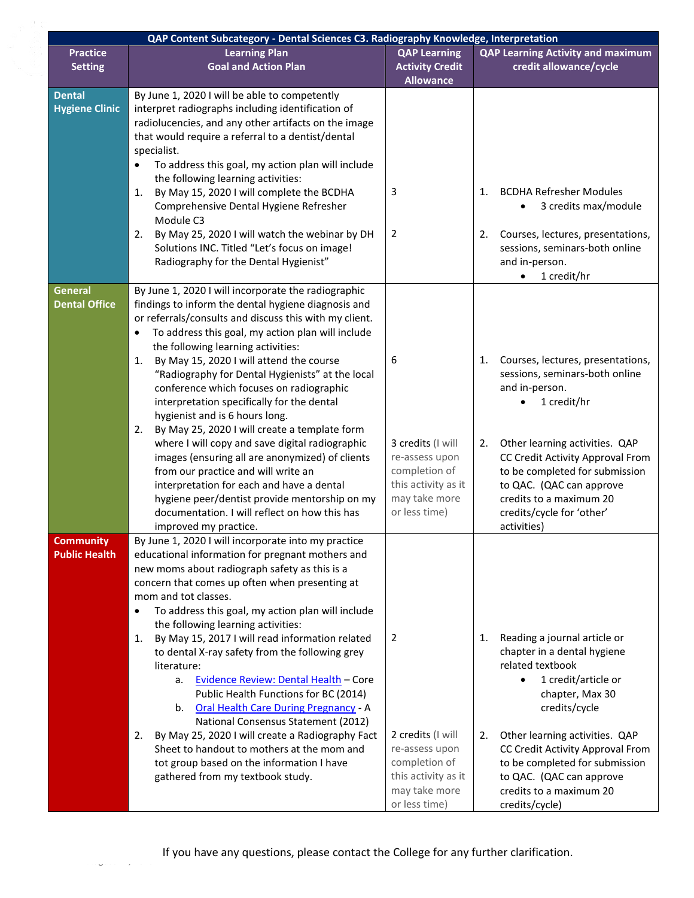| QAP Content Subcategory - Dental Sciences C3. Radiography Knowledge, Interpretation | | | |
|---|---|---|---|
| **Practice Setting** | **Learning Plan Goal and Action Plan** | **QAP Learning Activity Credit Allowance** | **QAP Learning Activity and maximum credit allowance/cycle** |
| **Dental Hygiene Clinic** | By June 1, 2020 I will be able to competently interpret radiographs including identification of radiolucencies, and any other artifacts on the image that would require a referral to a dentist/dental specialist.<br>• To address this goal, my action plan will include the following learning activities:<br>1. By May 15, 2020 I will complete the BCDHA Comprehensive Dental Hygiene Refresher Module C3<br>2. By May 25, 2020 I will watch the webinar by DH Solutions INC. Titled "Let's focus on image! Radiography for the Dental Hygienist" | 3<br><br>2 | 1. BCDHA Refresher Modules<br>• 3 credits max/module<br>2. Courses, lectures, presentations, sessions, seminars-both online and in-person.<br>• 1 credit/hr |
| **General Dental Office** | By June 1, 2020 I will incorporate the radiographic findings to inform the dental hygiene diagnosis and or referrals/consults and discuss this with my client.<br>• To address this goal, my action plan will include the following learning activities:<br>1. By May 15, 2020 I will attend the course "Radiography for Dental Hygienists" at the local conference which focuses on radiographic interpretation specifically for the dental hygienist and is 6 hours long.<br>2. By May 25, 2020 I will create a template form where I will copy and save digital radiographic images (ensuring all are anonymized) of clients from our practice and will write an interpretation for each and have a dental hygiene peer/dentist provide mentorship on my documentation. I will reflect on how this has improved my practice. | 6<br><br>3 credits (I will re-assess upon completion of this activity as it may take more or less time) | 1. Courses, lectures, presentations, sessions, seminars-both online and in-person.<br>• 1 credit/hr<br>2. Other learning activities. QAP CC Credit Activity Approval From to be completed for submission to QAC. (QAC can approve credits to a maximum 20 credits/cycle for 'other' activities) |
| **Community Public Health** | By June 1, 2020 I will incorporate into my practice educational information for pregnant mothers and new moms about radiograph safety as this is a concern that comes up often when presenting at mom and tot classes.<br>• To address this goal, my action plan will include the following learning activities:<br>1. By May 15, 2017 I will read information related to dental X-ray safety from the following grey literature:<br>a. Evidence Review: Dental Health – Core Public Health Functions for BC (2014)<br>b. Oral Health Care During Pregnancy - A National Consensus Statement (2012)<br>2. By May 25, 2020 I will create a Radiography Fact Sheet to handout to mothers at the mom and tot group based on the information I have gathered from my textbook study. | 2<br><br>2 credits (I will re-assess upon completion of this activity as it may take more or less time) | 1. Reading a journal article or chapter in a dental hygiene related textbook<br>• 1 credit/article or chapter, Max 30 credits/cycle<br>2. Other learning activities. QAP CC Credit Activity Approval From to be completed for submission to QAC. (QAC can approve credits to a maximum 20 credits/cycle) |

If you have any questions, please contact the College for any further clarification.